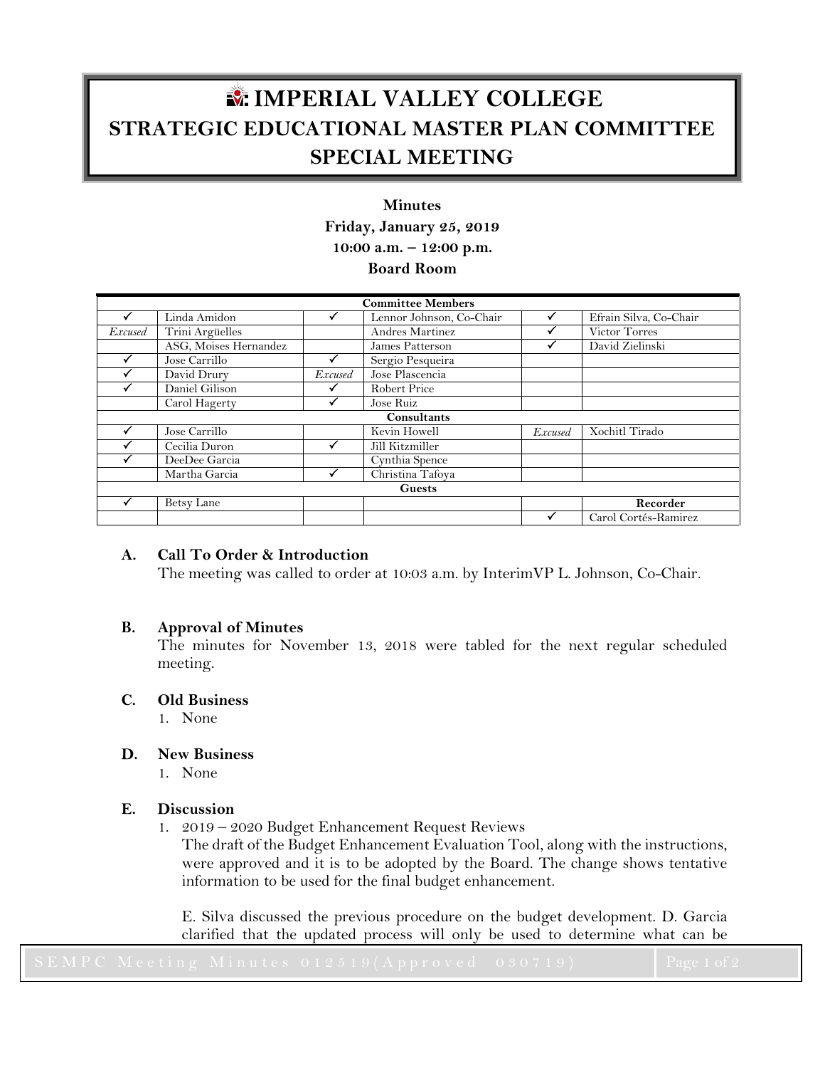# IMPERIAL VALLEY COLLEGE

## STRATEGIC EDUCATIONAL MASTER PLAN COMMITTEE

## SPECIAL MEETING

**Minutes**

**Friday, January 25, 2019**

**10:00 a.m. – 12:00 p.m.**

**Board Room**

| **Committee Members** | | | | | |
|---|---|---|---|---|---|
| ✓ | Linda Amidon | ✓ | Lennor Johnson, Co-Chair | ✓ | Efrain Silva, Co-Chair |
| *Excused* | Trini Argüelles | | Andres Martinez | ✓ | Victor Torres |
| | ASG, Moises Hernandez | | James Patterson | ✓ | David Zielinski |
| ✓ | Jose Carrillo | ✓ | Sergio Pesqueira | | |
| ✓ | David Drury | *Excused* | Jose Plascencia | | |
| ✓ | Daniel Gilison | ✓ | Robert Price | | |
| | Carol Hagerty | ✓ | Jose Ruiz | | |
| **Consultants** | | | | | |
| ✓ | Jose Carrillo | | Kevin Howell | *Excused* | Xochitl Tirado |
| ✓ | Cecilia Duron | ✓ | Jill Kitzmiller | | |
| ✓ | DeeDee Garcia | | Cynthia Spence | | |
| | Martha Garcia | ✓ | Christina Tafoya | | |
| **Guests** | | | | | |
| ✓ | Betsy Lane | | | | **Recorder** |
| | | | | ✓ | Carol Cortés-Ramirez |

### A. Call To Order & Introduction

The meeting was called to order at 10:03 a.m. by InterimVP L. Johnson, Co-Chair.

### B. Approval of Minutes

The minutes for November 13, 2018 were tabled for the next regular scheduled meeting.

### C. Old Business

1. None

### D. New Business

1. None

### E. Discussion

1. 2019 – 2020 Budget Enhancement Request Reviews

   The draft of the Budget Enhancement Evaluation Tool, along with the instructions, were approved and it is to be adopted by the Board. The change shows tentative information to be used for the final budget enhancement.

   E. Silva discussed the previous procedure on the budget development. D. Garcia clarified that the updated process will only be used to determine what can be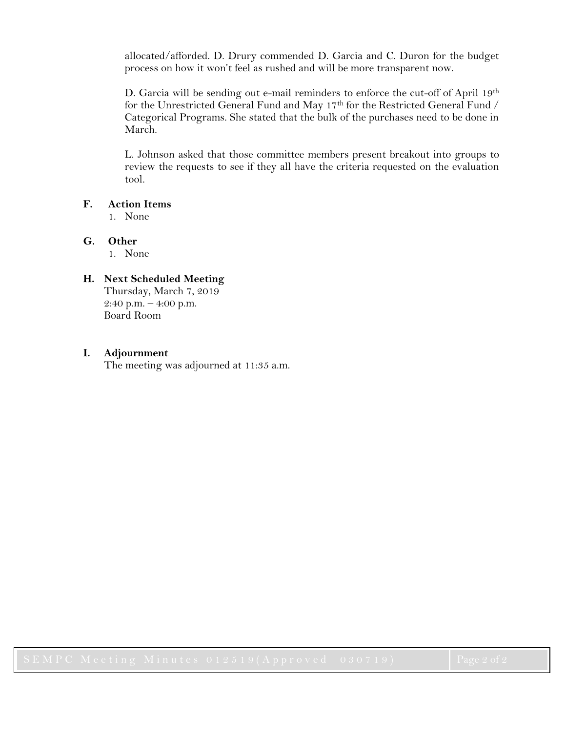allocated/afforded. D. Drury commended D. Garcia and C. Duron for the budget process on how it won't feel as rushed and will be more transparent now.

D. Garcia will be sending out e-mail reminders to enforce the cut-off of April 19th for the Unrestricted General Fund and May 17th for the Restricted General Fund / Categorical Programs. She stated that the bulk of the purchases need to be done in March.

L. Johnson asked that those committee members present breakout into groups to review the requests to see if they all have the criteria requested on the evaluation tool.

**F. Action Items**

1. None

**G. Other**

1. None

**H. Next Scheduled Meeting**

Thursday, March 7, 2019
2:40 p.m. – 4:00 p.m.
Board Room

**I. Adjournment**

The meeting was adjourned at 11:35 a.m.